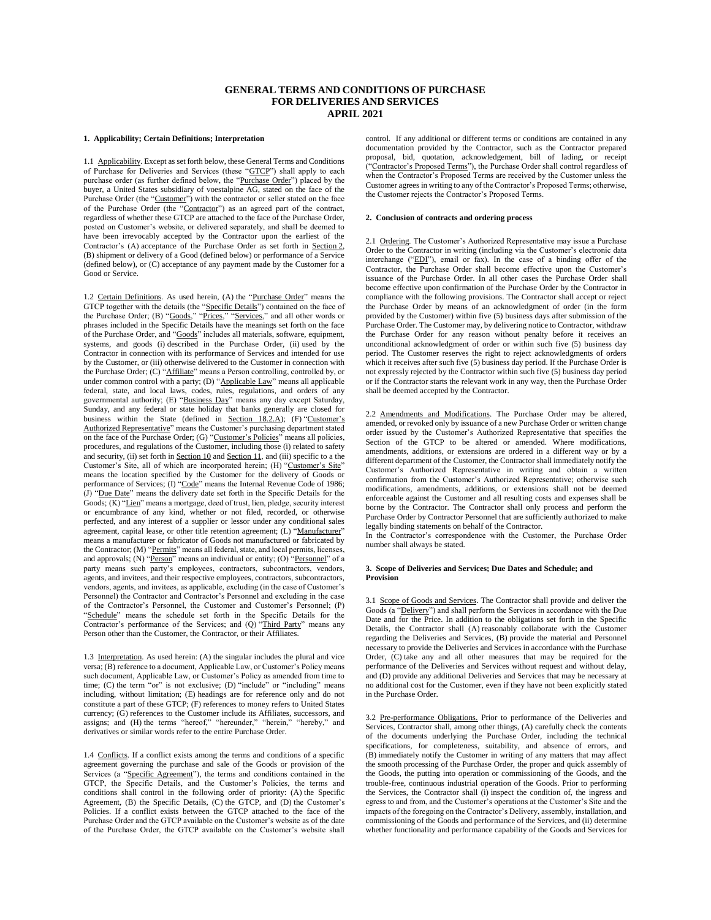# GENERAL TERMS AND CONDITIONS OF PURCHASE FOR DELIVERIES AND SERVICES APRIL 2021

## 1. Applicability; Certain Definitions; Interpretation

1.1 Applicability. Except as set forth below, these General Terms and Conditions of Purchase for Deliveries and Services (these "GTCP") shall apply to each purchase order (as further defined below, the "Purchase Order") placed by the buyer, a United States subsidiary of voestalpine AG, stated on the face of the Purchase Order (the "Customer") with the contractor or seller stated on the face of the Purchase Order (the "Contractor") as an agreed part of the contract, regardless of whether these GTCP are attached to the face of the Purchase Order, posted on Customer's website, or delivered separately, and shall be deemed to have been irrevocably accepted by the Contractor upon the earliest of the Contractor's (A) acceptance of the Purchase Order as set forth in Section 2, (B) shipment or delivery of a Good (defined below) or performance of a Service (defined below), or (C) acceptance of any payment made by the Customer for a Good or Service.

1.2 Certain Definitions. As used herein, (A) the "Purchase Order" means the GTCP together with the details (the "Specific Details") contained on the face of the Purchase Order; (B) "Goods," "Prices," "Services," and all other words or phrases included in the Specific Details have the meanings set forth on the face of the Purchase Order, and "Goods" includes all materials, software, equipment, systems, and goods (i) described in the Purchase Order, (ii) used by the Contractor in connection with its performance of Services and intended for use by the Customer, or (iii) otherwise delivered to the Customer in connection with the Purchase Order; (C) "Affiliate" means a Person controlling, controlled by, or under common control with a party; (D) "Applicable Law" means all applicable federal, state, and local laws, codes, rules, regulations, and orders of any governmental authority; (E) "Business Day" means any day except Saturday, Sunday, and any federal or state holiday that banks generally are closed for business within the State (defined in Section 18.2.A); (F) "Customer's Authorized Representative" means the Customer's purchasing department stated on the face of the Purchase Order; (G) "Customer's Policies" means all policies, procedures, and regulations of the Customer, including those (i) related to safety and security, (ii) set forth in Section 10 and Section 11, and (iii) specific to a the Customer's Site, all of which are incorporated herein; (H) "Customer's Site" means the location specified by the Customer for the delivery of Goods or performance of Services; (I) "Code" means the Internal Revenue Code of 1986; (J) "Due Date" means the delivery date set forth in the Specific Details for the Goods; (K) "Lien" means a mortgage, deed of trust, lien, pledge, security interest or encumbrance of any kind, whether or not filed, recorded, or otherwise perfected, and any interest of a supplier or lessor under any conditional sales agreement, capital lease, or other title retention agreement; (L) "Manufacturer" means a manufacturer or fabricator of Goods not manufactured or fabricated by the Contractor; (M) "Permits" means all federal, state, and local permits, licenses, and approvals; (N) "Person" means an individual or entity; (O) "Personnel" of a party means such party's employees, contractors, subcontractors, vendors, agents, and invitees, and their respective employees, contractors, subcontractors, vendors, agents, and invitees, as applicable, excluding (in the case of Customer's Personnel) the Contractor and Contractor's Personnel and excluding in the case of the Contractor's Personnel, the Customer and Customer's Personnel; (P) "Schedule" means the schedule set forth in the Specific Details for the Contractor's performance of the Services; and (Q) "Third Party" means any Person other than the Customer, the Contractor, or their Affiliates.

1.3 Interpretation. As used herein: (A) the singular includes the plural and vice versa; (B) reference to a document, Applicable Law, or Customer's Policy means such document, Applicable Law, or Customer's Policy as amended from time to time; (C) the term "or" is not exclusive; (D) "include" or "including" means including, without limitation; (E) headings are for reference only and do not constitute a part of these GTCP; (F) references to money refers to United States currency; (G) references to the Customer include its Affiliates, successors, and assigns; and (H) the terms "hereof," "hereunder," "herein," "hereby," and derivatives or similar words refer to the entire Purchase Order.

1.4 Conflicts. If a conflict exists among the terms and conditions of a specific agreement governing the purchase and sale of the Goods or provision of the Services (a "Specific Agreement"), the terms and conditions contained in the GTCP, the Specific Details, and the Customer's Policies, the terms and conditions shall control in the following order of priority: (A) the Specific Agreement, (B) the Specific Details, (C) the GTCP, and (D) the Customer's Policies. If a conflict exists between the GTCP attached to the face of the Purchase Order and the GTCP available on the Customer's website as of the date of the Purchase Order, the GTCP available on the Customer's website shall control. If any additional or different terms or conditions are contained in any documentation provided by the Contractor, such as the Contractor prepared proposal, bid, quotation, acknowledgement, bill of lading, or receipt ("Contractor's Proposed Terms"), the Purchase Order shall control regardless of when the Contractor's Proposed Terms are received by the Customer unless the Customer agrees in writing to any of the Contractor's Proposed Terms; otherwise, the Customer rejects the Contractor's Proposed Terms.

## 2. Conclusion of contracts and ordering process

2.1 Ordering. The Customer's Authorized Representative may issue a Purchase Order to the Contractor in writing (including via the Customer's electronic data interchange ("EDI"), email or fax). In the case of a binding offer of the Contractor, the Purchase Order shall become effective upon the Customer's issuance of the Purchase Order. In all other cases the Purchase Order shall become effective upon confirmation of the Purchase Order by the Contractor in compliance with the following provisions. The Contractor shall accept or reject the Purchase Order by means of an acknowledgment of order (in the form provided by the Customer) within five (5) business days after submission of the Purchase Order. The Customer may, by delivering notice to Contractor, withdraw the Purchase Order for any reason without penalty before it receives an unconditional acknowledgment of order or within such five (5) business day period. The Customer reserves the right to reject acknowledgments of orders which it receives after such five (5) business day period. If the Purchase Order is not expressly rejected by the Contractor within such five (5) business day period or if the Contractor starts the relevant work in any way, then the Purchase Order shall be deemed accepted by the Contractor.

2.2 Amendments and Modifications. The Purchase Order may be altered, amended, or revoked only by issuance of a new Purchase Order or written change order issued by the Customer's Authorized Representative that specifies the Section of the GTCP to be altered or amended. Where modifications, amendments, additions, or extensions are ordered in a different way or by a different department of the Customer, the Contractor shall immediately notify the Customer's Authorized Representative in writing and obtain a written confirmation from the Customer's Authorized Representative; otherwise such modifications, amendments, additions, or extensions shall not be deemed enforceable against the Customer and all resulting costs and expenses shall be borne by the Contractor. The Contractor shall only process and perform the Purchase Order by Contractor Personnel that are sufficiently authorized to make legally binding statements on behalf of the Contractor.

In the Contractor's correspondence with the Customer, the Purchase Order number shall always be stated.

## 3. Scope of Deliveries and Services; Due Dates and Schedule; and Provision

3.1 Scope of Goods and Services. The Contractor shall provide and deliver the Goods (a "Delivery") and shall perform the Services in accordance with the Due Date and for the Price. In addition to the obligations set forth in the Specific Details, the Contractor shall (A) reasonably collaborate with the Customer regarding the Deliveries and Services, (B) provide the material and Personnel necessary to provide the Deliveries and Services in accordance with the Purchase Order, (C) take any and all other measures that may be required for the performance of the Deliveries and Services without request and without delay, and (D) provide any additional Deliveries and Services that may be necessary at no additional cost for the Customer, even if they have not been explicitly stated in the Purchase Order.

3.2 Pre-performance Obligations. Prior to performance of the Deliveries and Services, Contractor shall, among other things, (A) carefully check the contents of the documents underlying the Purchase Order, including the technical specifications, for completeness, suitability, and absence of errors, and (B) immediately notify the Customer in writing of any matters that may affect the smooth processing of the Purchase Order, the proper and quick assembly of the Goods, the putting into operation or commissioning of the Goods, and the trouble-free, continuous industrial operation of the Goods. Prior to performing the Services, the Contractor shall (i) inspect the condition of, the ingress and egress to and from, and the Customer's operations at the Customer's Site and the impacts of the foregoing on the Contractor's Delivery, assembly, installation, and commissioning of the Goods and performance of the Services, and (ii) determine whether functionality and performance capability of the Goods and Services for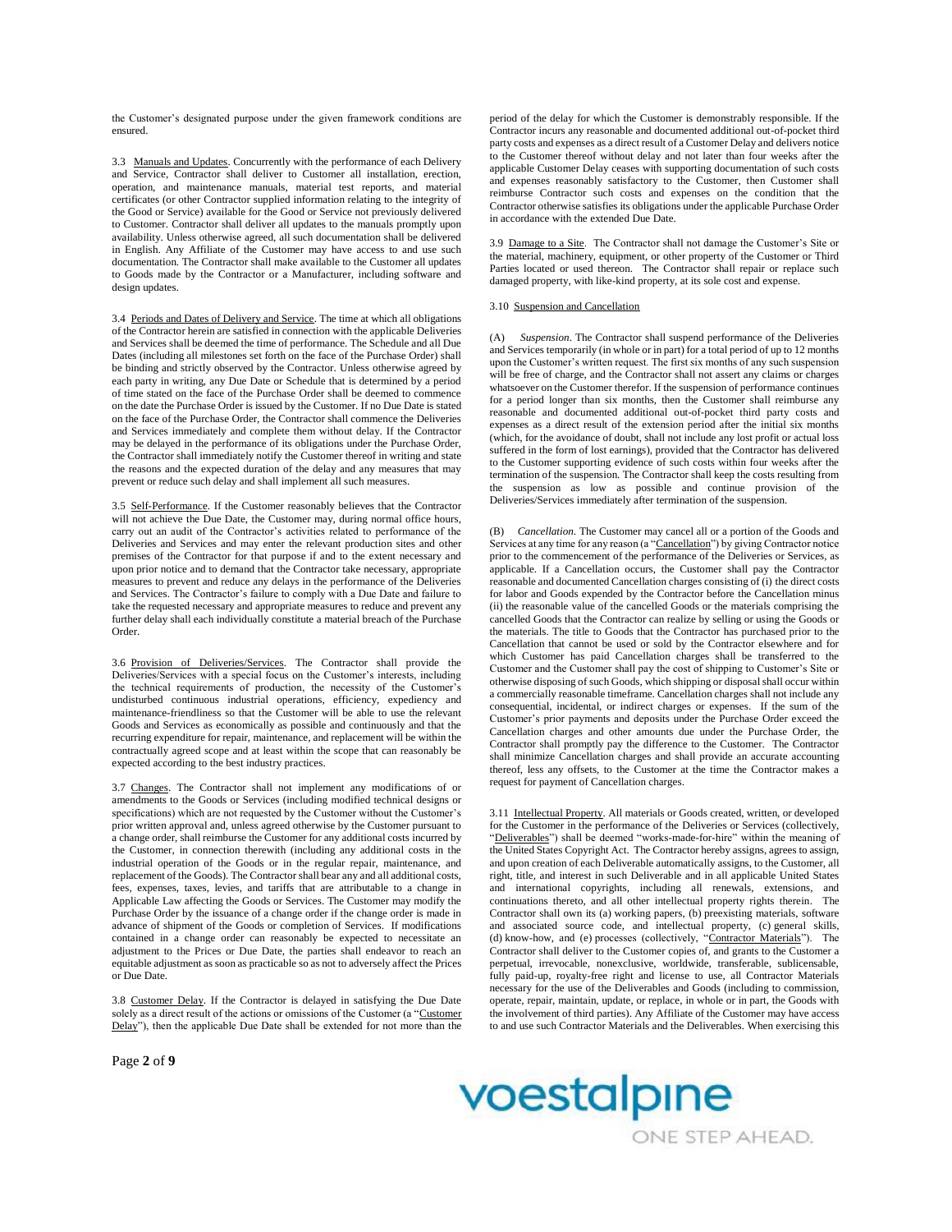the Customer's designated purpose under the given framework conditions are ensured.

3.3 Manuals and Updates. Concurrently with the performance of each Delivery and Service, Contractor shall deliver to Customer all installation, erection, operation, and maintenance manuals, material test reports, and material certificates (or other Contractor supplied information relating to the integrity of the Good or Service) available for the Good or Service not previously delivered to Customer. Contractor shall deliver all updates to the manuals promptly upon availability. Unless otherwise agreed, all such documentation shall be delivered in English. Any Affiliate of the Customer may have access to and use such documentation. The Contractor shall make available to the Customer all updates to Goods made by the Contractor or a Manufacturer, including software and design updates.

3.4 Periods and Dates of Delivery and Service. The time at which all obligations of the Contractor herein are satisfied in connection with the applicable Deliveries and Services shall be deemed the time of performance. The Schedule and all Due Dates (including all milestones set forth on the face of the Purchase Order) shall be binding and strictly observed by the Contractor. Unless otherwise agreed by each party in writing, any Due Date or Schedule that is determined by a period of time stated on the face of the Purchase Order shall be deemed to commence on the date the Purchase Order is issued by the Customer. If no Due Date is stated on the face of the Purchase Order, the Contractor shall commence the Deliveries and Services immediately and complete them without delay. If the Contractor may be delayed in the performance of its obligations under the Purchase Order, the Contractor shall immediately notify the Customer thereof in writing and state the reasons and the expected duration of the delay and any measures that may prevent or reduce such delay and shall implement all such measures.

3.5 Self-Performance. If the Customer reasonably believes that the Contractor will not achieve the Due Date, the Customer may, during normal office hours, carry out an audit of the Contractor's activities related to performance of the Deliveries and Services and may enter the relevant production sites and other premises of the Contractor for that purpose if and to the extent necessary and upon prior notice and to demand that the Contractor take necessary, appropriate measures to prevent and reduce any delays in the performance of the Deliveries and Services. The Contractor's failure to comply with a Due Date and failure to take the requested necessary and appropriate measures to reduce and prevent any further delay shall each individually constitute a material breach of the Purchase Order.

3.6 Provision of Deliveries/Services. The Contractor shall provide the Deliveries/Services with a special focus on the Customer's interests, including the technical requirements of production, the necessity of the Customer's undisturbed continuous industrial operations, efficiency, expediency and maintenance-friendliness so that the Customer will be able to use the relevant Goods and Services as economically as possible and continuously and that the recurring expenditure for repair, maintenance, and replacement will be within the contractually agreed scope and at least within the scope that can reasonably be expected according to the best industry practices.

3.7 Changes. The Contractor shall not implement any modifications of or amendments to the Goods or Services (including modified technical designs or specifications) which are not requested by the Customer without the Customer's prior written approval and, unless agreed otherwise by the Customer pursuant to a change order, shall reimburse the Customer for any additional costs incurred by the Customer, in connection therewith (including any additional costs in the industrial operation of the Goods or in the regular repair, maintenance, and replacement of the Goods). The Contractor shall bear any and all additional costs, fees, expenses, taxes, levies, and tariffs that are attributable to a change in Applicable Law affecting the Goods or Services. The Customer may modify the Purchase Order by the issuance of a change order if the change order is made in advance of shipment of the Goods or completion of Services. If modifications contained in a change order can reasonably be expected to necessitate an adjustment to the Prices or Due Date, the parties shall endeavor to reach an equitable adjustment as soon as practicable so as not to adversely affect the Prices or Due Date.

3.8 Customer Delay. If the Contractor is delayed in satisfying the Due Date solely as a direct result of the actions or omissions of the Customer (a "Customer Delay"), then the applicable Due Date shall be extended for not more than the period of the delay for which the Customer is demonstrably responsible. If the Contractor incurs any reasonable and documented additional out-of-pocket third party costs and expenses as a direct result of a Customer Delay and delivers notice to the Customer thereof without delay and not later than four weeks after the applicable Customer Delay ceases with supporting documentation of such costs and expenses reasonably satisfactory to the Customer, then Customer shall reimburse Contractor such costs and expenses on the condition that the Contractor otherwise satisfies its obligations under the applicable Purchase Order in accordance with the extended Due Date.

3.9 Damage to a Site. The Contractor shall not damage the Customer's Site or the material, machinery, equipment, or other property of the Customer or Third Parties located or used thereon. The Contractor shall repair or replace such damaged property, with like-kind property, at its sole cost and expense.

3.10 Suspension and Cancellation

(A) *Suspension*. The Contractor shall suspend performance of the Deliveries and Services temporarily (in whole or in part) for a total period of up to 12 months upon the Customer's written request. The first six months of any such suspension will be free of charge, and the Contractor shall not assert any claims or charges whatsoever on the Customer therefor. If the suspension of performance continues for a period longer than six months, then the Customer shall reimburse any reasonable and documented additional out-of-pocket third party costs and expenses as a direct result of the extension period after the initial six months (which, for the avoidance of doubt, shall not include any lost profit or actual loss suffered in the form of lost earnings), provided that the Contractor has delivered to the Customer supporting evidence of such costs within four weeks after the termination of the suspension. The Contractor shall keep the costs resulting from the suspension as low as possible and continue provision of the Deliveries/Services immediately after termination of the suspension.

(B) *Cancellation*. The Customer may cancel all or a portion of the Goods and Services at any time for any reason (a "Cancellation") by giving Contractor notice prior to the commencement of the performance of the Deliveries or Services, as applicable. If a Cancellation occurs, the Customer shall pay the Contractor reasonable and documented Cancellation charges consisting of (i) the direct costs for labor and Goods expended by the Contractor before the Cancellation minus (ii) the reasonable value of the cancelled Goods or the materials comprising the cancelled Goods that the Contractor can realize by selling or using the Goods or the materials. The title to Goods that the Contractor has purchased prior to the Cancellation that cannot be used or sold by the Contractor elsewhere and for which Customer has paid Cancellation charges shall be transferred to the Customer and the Customer shall pay the cost of shipping to Customer's Site or otherwise disposing of such Goods, which shipping or disposal shall occur within a commercially reasonable timeframe. Cancellation charges shall not include any consequential, incidental, or indirect charges or expenses. If the sum of the Customer's prior payments and deposits under the Purchase Order exceed the Cancellation charges and other amounts due under the Purchase Order, the Contractor shall promptly pay the difference to the Customer. The Contractor shall minimize Cancellation charges and shall provide an accurate accounting thereof, less any offsets, to the Customer at the time the Contractor makes a request for payment of Cancellation charges.

3.11 Intellectual Property. All materials or Goods created, written, or developed for the Customer in the performance of the Deliveries or Services (collectively, "Deliverables") shall be deemed "works-made-for-hire" within the meaning of the United States Copyright Act. The Contractor hereby assigns, agrees to assign, and upon creation of each Deliverable automatically assigns, to the Customer, all right, title, and interest in such Deliverable and in all applicable United States and international copyrights, including all renewals, extensions, and continuations thereto, and all other intellectual property rights therein. The Contractor shall own its (a) working papers, (b) preexisting materials, software and associated source code, and intellectual property, (c) general skills, (d) know-how, and (e) processes (collectively, "Contractor Materials"). The Contractor shall deliver to the Customer copies of, and grants to the Customer a perpetual, irrevocable, nonexclusive, worldwide, transferable, sublicensable, fully paid-up, royalty-free right and license to use, all Contractor Materials necessary for the use of the Deliverables and Goods (including to commission, operate, repair, maintain, update, or replace, in whole or in part, the Goods with the involvement of third parties). Any Affiliate of the Customer may have access to and use such Contractor Materials and the Deliverables. When exercising this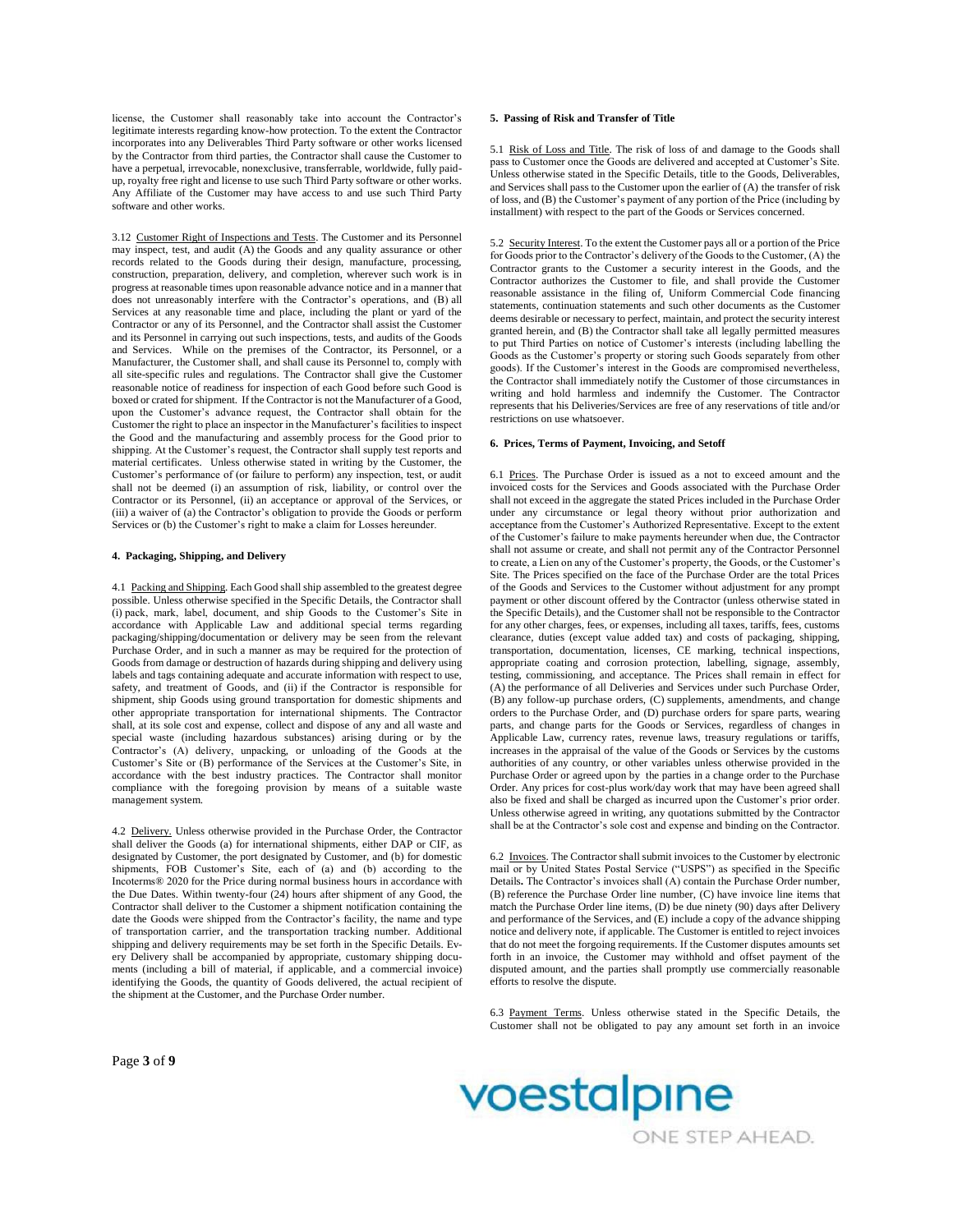license, the Customer shall reasonably take into account the Contractor's legitimate interests regarding know-how protection. To the extent the Contractor incorporates into any Deliverables Third Party software or other works licensed by the Contractor from third parties, the Contractor shall cause the Customer to have a perpetual, irrevocable, nonexclusive, transferrable, worldwide, fully paid-up, royalty free right and license to use such Third Party software or other works. Any Affiliate of the Customer may have access to and use such Third Party software and other works.

3.12 Customer Right of Inspections and Tests. The Customer and its Personnel may inspect, test, and audit (A) the Goods and any quality assurance or other records related to the Goods during their design, manufacture, processing, construction, preparation, delivery, and completion, wherever such work is in progress at reasonable times upon reasonable advance notice and in a manner that does not unreasonably interfere with the Contractor's operations, and (B) all Services at any reasonable time and place, including the plant or yard of the Contractor or any of its Personnel, and the Contractor shall assist the Customer and its Personnel in carrying out such inspections, tests, and audits of the Goods and Services. While on the premises of the Contractor, its Personnel, or a Manufacturer, the Customer shall, and shall cause its Personnel to, comply with all site-specific rules and regulations. The Contractor shall give the Customer reasonable notice of readiness for inspection of each Good before such Good is boxed or crated for shipment. If the Contractor is not the Manufacturer of a Good, upon the Customer's advance request, the Contractor shall obtain for the Customer the right to place an inspector in the Manufacturer's facilities to inspect the Good and the manufacturing and assembly process for the Good prior to shipping. At the Customer's request, the Contractor shall supply test reports and material certificates. Unless otherwise stated in writing by the Customer, the Customer's performance of (or failure to perform) any inspection, test, or audit shall not be deemed (i) an assumption of risk, liability, or control over the Contractor or its Personnel, (ii) an acceptance or approval of the Services, or (iii) a waiver of (a) the Contractor's obligation to provide the Goods or perform Services or (b) the Customer's right to make a claim for Losses hereunder.

**4. Packaging, Shipping, and Delivery**

4.1 Packing and Shipping. Each Good shall ship assembled to the greatest degree possible. Unless otherwise specified in the Specific Details, the Contractor shall (i) pack, mark, label, document, and ship Goods to the Customer's Site in accordance with Applicable Law and additional special terms regarding packaging/shipping/documentation or delivery may be seen from the relevant Purchase Order, and in such a manner as may be required for the protection of Goods from damage or destruction of hazards during shipping and delivery using labels and tags containing adequate and accurate information with respect to use, safety, and treatment of Goods, and (ii) if the Contractor is responsible for shipment, ship Goods using ground transportation for domestic shipments and other appropriate transportation for international shipments. The Contractor shall, at its sole cost and expense, collect and dispose of any and all waste and special waste (including hazardous substances) arising during or by the Contractor's (A) delivery, unpacking, or unloading of the Goods at the Customer's Site or (B) performance of the Services at the Customer's Site, in accordance with the best industry practices. The Contractor shall monitor compliance with the foregoing provision by means of a suitable waste management system.

4.2 Delivery. Unless otherwise provided in the Purchase Order, the Contractor shall deliver the Goods (a) for international shipments, either DAP or CIF, as designated by Customer, the port designated by Customer, and (b) for domestic shipments, FOB Customer's Site, each of (a) and (b) according to the Incoterms® 2020 for the Price during normal business hours in accordance with the Due Dates. Within twenty-four (24) hours after shipment of any Good, the Contractor shall deliver to the Customer a shipment notification containing the date the Goods were shipped from the Contractor's facility, the name and type of transportation carrier, and the transportation tracking number. Additional shipping and delivery requirements may be set forth in the Specific Details. Every Delivery shall be accompanied by appropriate, customary shipping documents (including a bill of material, if applicable, and a commercial invoice) identifying the Goods, the quantity of Goods delivered, the actual recipient of the shipment at the Customer, and the Purchase Order number.

**5. Passing of Risk and Transfer of Title**

5.1 Risk of Loss and Title. The risk of loss of and damage to the Goods shall pass to Customer once the Goods are delivered and accepted at Customer's Site. Unless otherwise stated in the Specific Details, title to the Goods, Deliverables, and Services shall pass to the Customer upon the earlier of (A) the transfer of risk of loss, and (B) the Customer's payment of any portion of the Price (including by installment) with respect to the part of the Goods or Services concerned.

5.2 Security Interest. To the extent the Customer pays all or a portion of the Price for Goods prior to the Contractor's delivery of the Goods to the Customer, (A) the Contractor grants to the Customer a security interest in the Goods, and the Contractor authorizes the Customer to file, and shall provide the Customer reasonable assistance in the filing of, Uniform Commercial Code financing statements, continuation statements and such other documents as the Customer deems desirable or necessary to perfect, maintain, and protect the security interest granted herein, and (B) the Contractor shall take all legally permitted measures to put Third Parties on notice of Customer's interests (including labelling the Goods as the Customer's property or storing such Goods separately from other goods). If the Customer's interest in the Goods are compromised nevertheless, the Contractor shall immediately notify the Customer of those circumstances in writing and hold harmless and indemnify the Customer. The Contractor represents that his Deliveries/Services are free of any reservations of title and/or restrictions on use whatsoever.

**6. Prices, Terms of Payment, Invoicing, and Setoff**

6.1 Prices. The Purchase Order is issued as a not to exceed amount and the invoiced costs for the Services and Goods associated with the Purchase Order shall not exceed in the aggregate the stated Prices included in the Purchase Order under any circumstance or legal theory without prior authorization and acceptance from the Customer's Authorized Representative. Except to the extent of the Customer's failure to make payments hereunder when due, the Contractor shall not assume or create, and shall not permit any of the Contractor Personnel to create, a Lien on any of the Customer's property, the Goods, or the Customer's Site. The Prices specified on the face of the Purchase Order are the total Prices of the Goods and Services to the Customer without adjustment for any prompt payment or other discount offered by the Contractor (unless otherwise stated in the Specific Details), and the Customer shall not be responsible to the Contractor for any other charges, fees, or expenses, including all taxes, tariffs, fees, customs clearance, duties (except value added tax) and costs of packaging, shipping, transportation, documentation, licenses, CE marking, technical inspections, appropriate coating and corrosion protection, labelling, signage, assembly, testing, commissioning, and acceptance. The Prices shall remain in effect for (A) the performance of all Deliveries and Services under such Purchase Order, (B) any follow-up purchase orders, (C) supplements, amendments, and change orders to the Purchase Order, and (D) purchase orders for spare parts, wearing parts, and change parts for the Goods or Services, regardless of changes in Applicable Law, currency rates, revenue laws, treasury regulations or tariffs, increases in the appraisal of the value of the Goods or Services by the customs authorities of any country, or other variables unless otherwise provided in the Purchase Order or agreed upon by the parties in a change order to the Purchase Order. Any prices for cost-plus work/day work that may have been agreed shall also be fixed and shall be charged as incurred upon the Customer's prior order. Unless otherwise agreed in writing, any quotations submitted by the Contractor shall be at the Contractor's sole cost and expense and binding on the Contractor.

6.2 Invoices. The Contractor shall submit invoices to the Customer by electronic mail or by United States Postal Service ("USPS") as specified in the Specific Details**.** The Contractor's invoices shall (A) contain the Purchase Order number, (B) reference the Purchase Order line number, (C) have invoice line items that match the Purchase Order line items, (D) be due ninety (90) days after Delivery and performance of the Services, and (E) include a copy of the advance shipping notice and delivery note, if applicable. The Customer is entitled to reject invoices that do not meet the forgoing requirements. If the Customer disputes amounts set forth in an invoice, the Customer may withhold and offset payment of the disputed amount, and the parties shall promptly use commercially reasonable efforts to resolve the dispute.

6.3 Payment Terms. Unless otherwise stated in the Specific Details, the Customer shall not be obligated to pay any amount set forth in an invoice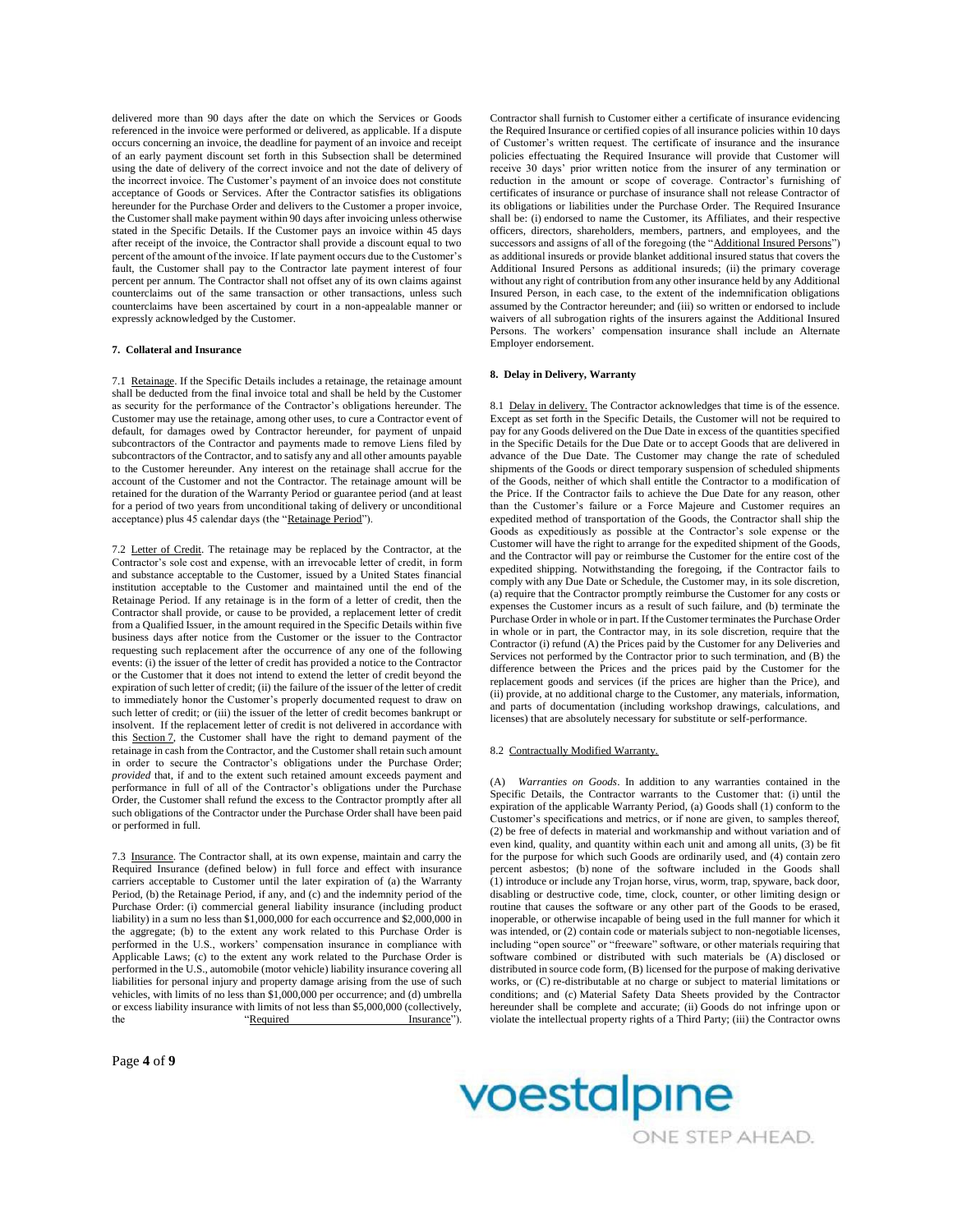delivered more than 90 days after the date on which the Services or Goods referenced in the invoice were performed or delivered, as applicable. If a dispute occurs concerning an invoice, the deadline for payment of an invoice and receipt of an early payment discount set forth in this Subsection shall be determined using the date of delivery of the correct invoice and not the date of delivery of the incorrect invoice. The Customer's payment of an invoice does not constitute acceptance of Goods or Services. After the Contractor satisfies its obligations hereunder for the Purchase Order and delivers to the Customer a proper invoice, the Customer shall make payment within 90 days after invoicing unless otherwise stated in the Specific Details. If the Customer pays an invoice within 45 days after receipt of the invoice, the Contractor shall provide a discount equal to two percent of the amount of the invoice. If late payment occurs due to the Customer's fault, the Customer shall pay to the Contractor late payment interest of four percent per annum. The Contractor shall not offset any of its own claims against counterclaims out of the same transaction or other transactions, unless such counterclaims have been ascertained by court in a non-appealable manner or expressly acknowledged by the Customer.

**7. Collateral and Insurance**

7.1 Retainage. If the Specific Details includes a retainage, the retainage amount shall be deducted from the final invoice total and shall be held by the Customer as security for the performance of the Contractor's obligations hereunder. The Customer may use the retainage, among other uses, to cure a Contractor event of default, for damages owed by Contractor hereunder, for payment of unpaid subcontractors of the Contractor and payments made to remove Liens filed by subcontractors of the Contractor, and to satisfy any and all other amounts payable to the Customer hereunder. Any interest on the retainage shall accrue for the account of the Customer and not the Contractor. The retainage amount will be retained for the duration of the Warranty Period or guarantee period (and at least for a period of two years from unconditional taking of delivery or unconditional acceptance) plus 45 calendar days (the "Retainage Period").

7.2 Letter of Credit. The retainage may be replaced by the Contractor, at the Contractor's sole cost and expense, with an irrevocable letter of credit, in form and substance acceptable to the Customer, issued by a United States financial institution acceptable to the Customer and maintained until the end of the Retainage Period. If any retainage is in the form of a letter of credit, then the Contractor shall provide, or cause to be provided, a replacement letter of credit from a Qualified Issuer, in the amount required in the Specific Details within five business days after notice from the Customer or the issuer to the Contractor requesting such replacement after the occurrence of any one of the following events: (i) the issuer of the letter of credit has provided a notice to the Contractor or the Customer that it does not intend to extend the letter of credit beyond the expiration of such letter of credit; (ii) the failure of the issuer of the letter of credit to immediately honor the Customer's properly documented request to draw on such letter of credit; or (iii) the issuer of the letter of credit becomes bankrupt or insolvent. If the replacement letter of credit is not delivered in accordance with this Section 7, the Customer shall have the right to demand payment of the retainage in cash from the Contractor, and the Customer shall retain such amount in order to secure the Contractor's obligations under the Purchase Order; *provided* that, if and to the extent such retained amount exceeds payment and performance in full of all of the Contractor's obligations under the Purchase Order, the Customer shall refund the excess to the Contractor promptly after all such obligations of the Contractor under the Purchase Order shall have been paid or performed in full.

7.3 Insurance. The Contractor shall, at its own expense, maintain and carry the Required Insurance (defined below) in full force and effect with insurance carriers acceptable to Customer until the later expiration of (a) the Warranty Period, (b) the Retainage Period, if any, and (c) and the indemnity period of the Purchase Order: (i) commercial general liability insurance (including product liability) in a sum no less than $1,000,000 for each occurrence and $2,000,000 in the aggregate; (b) to the extent any work related to this Purchase Order is performed in the U.S., workers' compensation insurance in compliance with Applicable Laws; (c) to the extent any work related to the Purchase Order is performed in the U.S., automobile (motor vehicle) liability insurance covering all liabilities for personal injury and property damage arising from the use of such vehicles, with limits of no less than $1,000,000 per occurrence; and (d) umbrella or excess liability insurance with limits of not less than $5,000,000 (collectively, the "Required Insurance"). Contractor shall furnish to Customer either a certificate of insurance evidencing the Required Insurance or certified copies of all insurance policies within 10 days of Customer's written request. The certificate of insurance and the insurance policies effectuating the Required Insurance will provide that Customer will receive 30 days' prior written notice from the insurer of any termination or reduction in the amount or scope of coverage. Contractor's furnishing of certificates of insurance or purchase of insurance shall not release Contractor of its obligations or liabilities under the Purchase Order. The Required Insurance shall be: (i) endorsed to name the Customer, its Affiliates, and their respective officers, directors, shareholders, members, partners, and employees, and the successors and assigns of all of the foregoing (the "Additional Insured Persons") as additional insureds or provide blanket additional insured status that covers the Additional Insured Persons as additional insureds; (ii) the primary coverage without any right of contribution from any other insurance held by any Additional Insured Person, in each case, to the extent of the indemnification obligations assumed by the Contractor hereunder; and (iii) so written or endorsed to include waivers of all subrogation rights of the insurers against the Additional Insured Persons. The workers' compensation insurance shall include an Alternate Employer endorsement.

**8. Delay in Delivery, Warranty**

8.1 Delay in delivery. The Contractor acknowledges that time is of the essence. Except as set forth in the Specific Details, the Customer will not be required to pay for any Goods delivered on the Due Date in excess of the quantities specified in the Specific Details for the Due Date or to accept Goods that are delivered in advance of the Due Date. The Customer may change the rate of scheduled shipments of the Goods or direct temporary suspension of scheduled shipments of the Goods, neither of which shall entitle the Contractor to a modification of the Price. If the Contractor fails to achieve the Due Date for any reason, other than the Customer's failure or a Force Majeure and Customer requires an expedited method of transportation of the Goods, the Contractor shall ship the Goods as expeditiously as possible at the Contractor's sole expense or the Customer will have the right to arrange for the expedited shipment of the Goods, and the Contractor will pay or reimburse the Customer for the entire cost of the expedited shipping. Notwithstanding the foregoing, if the Contractor fails to comply with any Due Date or Schedule, the Customer may, in its sole discretion, (a) require that the Contractor promptly reimburse the Customer for any costs or expenses the Customer incurs as a result of such failure, and (b) terminate the Purchase Order in whole or in part. If the Customer terminates the Purchase Order in whole or in part, the Contractor may, in its sole discretion, require that the Contractor (i) refund (A) the Prices paid by the Customer for any Deliveries and Services not performed by the Contractor prior to such termination, and (B) the difference between the Prices and the prices paid by the Customer for the replacement goods and services (if the prices are higher than the Price), and (ii) provide, at no additional charge to the Customer, any materials, information, and parts of documentation (including workshop drawings, calculations, and licenses) that are absolutely necessary for substitute or self-performance.

8.2 Contractually Modified Warranty.

(A) *Warranties on Goods*. In addition to any warranties contained in the Specific Details, the Contractor warrants to the Customer that: (i) until the expiration of the applicable Warranty Period, (a) Goods shall (1) conform to the Customer's specifications and metrics, or if none are given, to samples thereof, (2) be free of defects in material and workmanship and without variation and of even kind, quality, and quantity within each unit and among all units, (3) be fit for the purpose for which such Goods are ordinarily used, and (4) contain zero percent asbestos; (b) none of the software included in the Goods shall (1) introduce or include any Trojan horse, virus, worm, trap, spyware, back door, disabling or destructive code, time, clock, counter, or other limiting design or routine that causes the software or any other part of the Goods to be erased, inoperable, or otherwise incapable of being used in the full manner for which it was intended, or (2) contain code or materials subject to non-negotiable licenses, including "open source" or "freeware" software, or other materials requiring that software combined or distributed with such materials be (A) disclosed or distributed in source code form, (B) licensed for the purpose of making derivative works, or (C) re-distributable at no charge or subject to material limitations or conditions; and (c) Material Safety Data Sheets provided by the Contractor hereunder shall be complete and accurate; (ii) Goods do not infringe upon or violate the intellectual property rights of a Third Party; (iii) the Contractor owns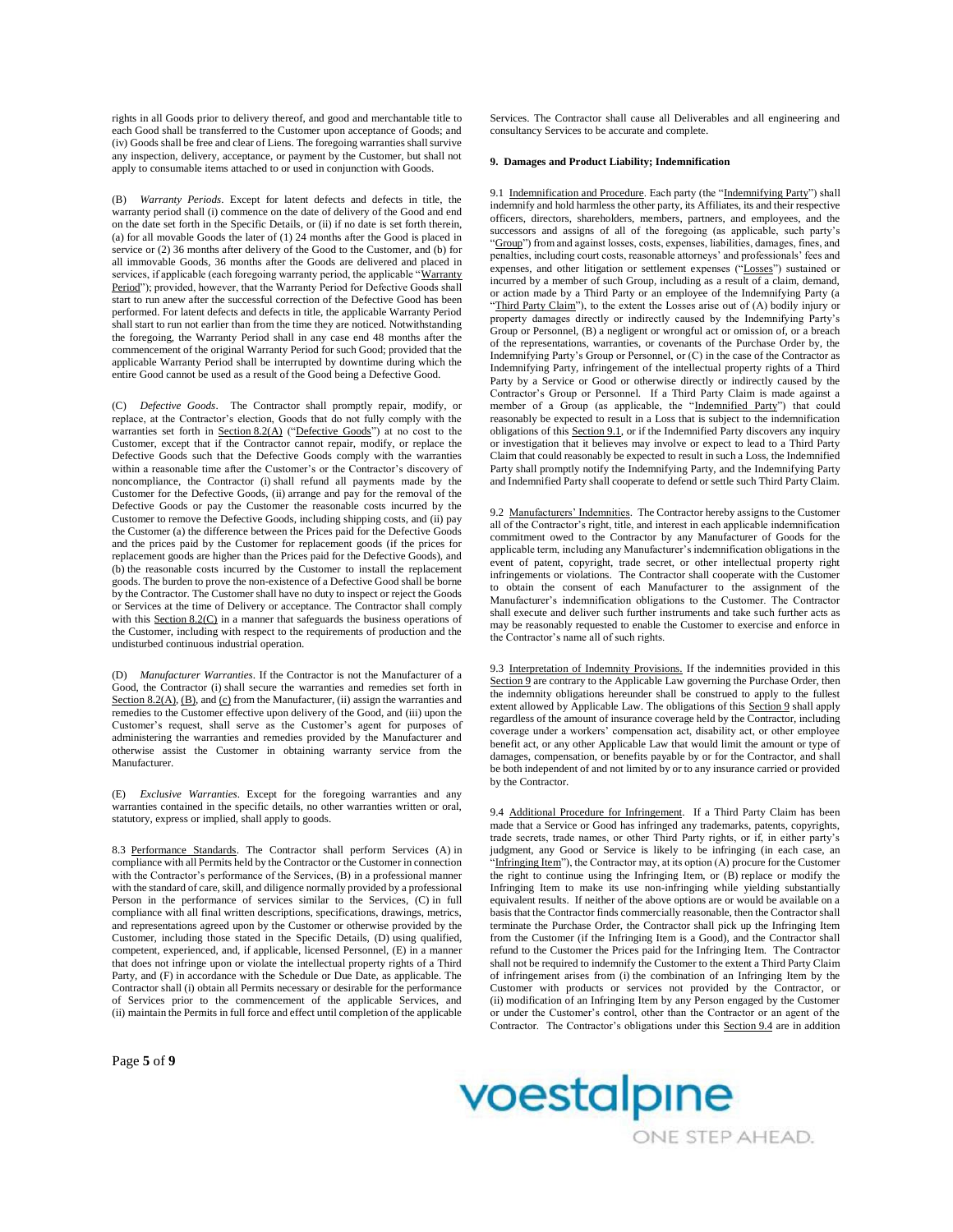rights in all Goods prior to delivery thereof, and good and merchantable title to each Good shall be transferred to the Customer upon acceptance of Goods; and (iv) Goods shall be free and clear of Liens. The foregoing warranties shall survive any inspection, delivery, acceptance, or payment by the Customer, but shall not apply to consumable items attached to or used in conjunction with Goods.

(B) *Warranty Periods*. Except for latent defects and defects in title, the warranty period shall (i) commence on the date of delivery of the Good and end on the date set forth in the Specific Details, or (ii) if no date is set forth therein, (a) for all movable Goods the later of (1) 24 months after the Good is placed in service or (2) 36 months after delivery of the Good to the Customer, and (b) for all immovable Goods, 36 months after the Goods are delivered and placed in services, if applicable (each foregoing warranty period, the applicable "Warranty Period"); provided, however, that the Warranty Period for Defective Goods shall start to run anew after the successful correction of the Defective Good has been performed. For latent defects and defects in title, the applicable Warranty Period shall start to run not earlier than from the time they are noticed. Notwithstanding the foregoing, the Warranty Period shall in any case end 48 months after the commencement of the original Warranty Period for such Good; provided that the applicable Warranty Period shall be interrupted by downtime during which the entire Good cannot be used as a result of the Good being a Defective Good.

(C) *Defective Goods*. The Contractor shall promptly repair, modify, or replace, at the Contractor's election, Goods that do not fully comply with the warranties set forth in Section 8.2(A) ("Defective Goods") at no cost to the Customer, except that if the Contractor cannot repair, modify, or replace the Defective Goods such that the Defective Goods comply with the warranties within a reasonable time after the Customer's or the Contractor's discovery of noncompliance, the Contractor (i) shall refund all payments made by the Customer for the Defective Goods, (ii) arrange and pay for the removal of the Defective Goods or pay the Customer the reasonable costs incurred by the Customer to remove the Defective Goods, including shipping costs, and (ii) pay the Customer (a) the difference between the Prices paid for the Defective Goods and the prices paid by the Customer for replacement goods (if the prices for replacement goods are higher than the Prices paid for the Defective Goods), and (b) the reasonable costs incurred by the Customer to install the replacement goods. The burden to prove the non-existence of a Defective Good shall be borne by the Contractor. The Customer shall have no duty to inspect or reject the Goods or Services at the time of Delivery or acceptance. The Contractor shall comply with this Section 8.2(C) in a manner that safeguards the business operations of the Customer, including with respect to the requirements of production and the undisturbed continuous industrial operation.

(D) *Manufacturer Warranties*. If the Contractor is not the Manufacturer of a Good, the Contractor (i) shall secure the warranties and remedies set forth in Section 8.2(A), (B), and (C) from the Manufacturer, (ii) assign the warranties and remedies to the Customer effective upon delivery of the Good, and (iii) upon the Customer's request, shall serve as the Customer's agent for purposes of administering the warranties and remedies provided by the Manufacturer and otherwise assist the Customer in obtaining warranty service from the Manufacturer.

(E) *Exclusive Warranties*. Except for the foregoing warranties and any warranties contained in the specific details, no other warranties written or oral, statutory, express or implied, shall apply to goods.

8.3 Performance Standards. The Contractor shall perform Services (A) in compliance with all Permits held by the Contractor or the Customer in connection with the Contractor's performance of the Services, (B) in a professional manner with the standard of care, skill, and diligence normally provided by a professional Person in the performance of services similar to the Services, (C) in full compliance with all final written descriptions, specifications, drawings, metrics, and representations agreed upon by the Customer or otherwise provided by the Customer, including those stated in the Specific Details, (D) using qualified, competent, experienced, and, if applicable, licensed Personnel, (E) in a manner that does not infringe upon or violate the intellectual property rights of a Third Party, and (F) in accordance with the Schedule or Due Date, as applicable. The Contractor shall (i) obtain all Permits necessary or desirable for the performance of Services prior to the commencement of the applicable Services, and (ii) maintain the Permits in full force and effect until completion of the applicable Services. The Contractor shall cause all Deliverables and all engineering and consultancy Services to be accurate and complete.

## 9. Damages and Product Liability; Indemnification

9.1 Indemnification and Procedure. Each party (the "Indemnifying Party") shall indemnify and hold harmless the other party, its Affiliates, its and their respective officers, directors, shareholders, members, partners, and employees, and the successors and assigns of all of the foregoing (as applicable, such party's "Group") from and against losses, costs, expenses, liabilities, damages, fines, and penalties, including court costs, reasonable attorneys' and professionals' fees and expenses, and other litigation or settlement expenses ("Losses") sustained or incurred by a member of such Group, including as a result of a claim, demand, or action made by a Third Party or an employee of the Indemnifying Party (a "Third Party Claim"), to the extent the Losses arise out of (A) bodily injury or property damages directly or indirectly caused by the Indemnifying Party's Group or Personnel, (B) a negligent or wrongful act or omission of, or a breach of the representations, warranties, or covenants of the Purchase Order by, the Indemnifying Party's Group or Personnel, or (C) in the case of the Contractor as Indemnifying Party, infringement of the intellectual property rights of a Third Party by a Service or Good or otherwise directly or indirectly caused by the Contractor's Group or Personnel. If a Third Party Claim is made against a member of a Group (as applicable, the "Indemnified Party") that could reasonably be expected to result in a Loss that is subject to the indemnification obligations of this Section 9.1, or if the Indemnified Party discovers any inquiry or investigation that it believes may involve or expect to lead to a Third Party Claim that could reasonably be expected to result in such a Loss, the Indemnified Party shall promptly notify the Indemnifying Party, and the Indemnifying Party and Indemnified Party shall cooperate to defend or settle such Third Party Claim.

9.2 Manufacturers' Indemnities. The Contractor hereby assigns to the Customer all of the Contractor's right, title, and interest in each applicable indemnification commitment owed to the Contractor by any Manufacturer of Goods for the applicable term, including any Manufacturer's indemnification obligations in the event of patent, copyright, trade secret, or other intellectual property right infringements or violations. The Contractor shall cooperate with the Customer to obtain the consent of each Manufacturer to the assignment of the Manufacturer's indemnification obligations to the Customer. The Contractor shall execute and deliver such further instruments and take such further acts as may be reasonably requested to enable the Customer to exercise and enforce in the Contractor's name all of such rights.

9.3 Interpretation of Indemnity Provisions. If the indemnities provided in this Section 9 are contrary to the Applicable Law governing the Purchase Order, then the indemnity obligations hereunder shall be construed to apply to the fullest extent allowed by Applicable Law. The obligations of this Section 9 shall apply regardless of the amount of insurance coverage held by the Contractor, including coverage under a workers' compensation act, disability act, or other employee benefit act, or any other Applicable Law that would limit the amount or type of damages, compensation, or benefits payable by or for the Contractor, and shall be both independent of and not limited by or to any insurance carried or provided by the Contractor.

9.4 Additional Procedure for Infringement. If a Third Party Claim has been made that a Service or Good has infringed any trademarks, patents, copyrights, trade secrets, trade names, or other Third Party rights, or if, in either party's judgment, any Good or Service is likely to be infringing (in each case, an "Infringing Item"), the Contractor may, at its option (A) procure for the Customer the right to continue using the Infringing Item, or (B) replace or modify the Infringing Item to make its use non-infringing while yielding substantially equivalent results. If neither of the above options are or would be available on a basis that the Contractor finds commercially reasonable, then the Contractor shall terminate the Purchase Order, the Contractor shall pick up the Infringing Item from the Customer (if the Infringing Item is a Good), and the Contractor shall refund to the Customer the Prices paid for the Infringing Item. The Contractor shall not be required to indemnify the Customer to the extent a Third Party Claim of infringement arises from (i) the combination of an Infringing Item by the Customer with products or services not provided by the Contractor, or (ii) modification of an Infringing Item by any Person engaged by the Customer or under the Customer's control, other than the Contractor or an agent of the Contractor. The Contractor's obligations under this Section 9.4 are in addition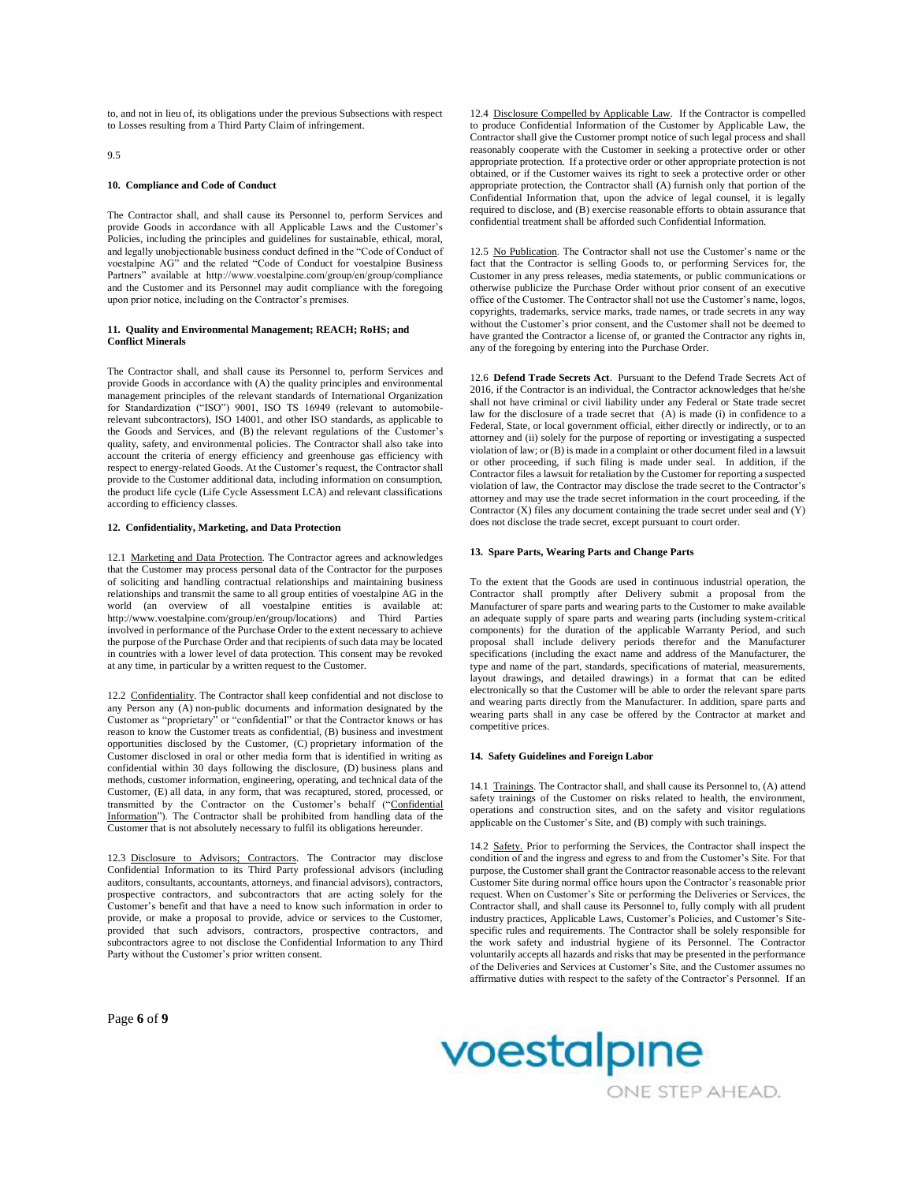to, and not in lieu of, its obligations under the previous Subsections with respect to Losses resulting from a Third Party Claim of infringement.

9.5

## 10. Compliance and Code of Conduct

The Contractor shall, and shall cause its Personnel to, perform Services and provide Goods in accordance with all Applicable Laws and the Customer's Policies, including the principles and guidelines for sustainable, ethical, moral, and legally unobjectionable business conduct defined in the "Code of Conduct of voestalpine AG" and the related "Code of Conduct for voestalpine Business Partners" available at http://www.voestalpine.com/group/en/group/compliance and the Customer and its Personnel may audit compliance with the foregoing upon prior notice, including on the Contractor's premises.

## 11. Quality and Environmental Management; REACH; RoHS; and Conflict Minerals

The Contractor shall, and shall cause its Personnel to, perform Services and provide Goods in accordance with (A) the quality principles and environmental management principles of the relevant standards of International Organization for Standardization ("ISO") 9001, ISO TS 16949 (relevant to automobile-relevant subcontractors), ISO 14001, and other ISO standards, as applicable to the Goods and Services, and (B) the relevant regulations of the Customer's quality, safety, and environmental policies. The Contractor shall also take into account the criteria of energy efficiency and greenhouse gas efficiency with respect to energy-related Goods. At the Customer's request, the Contractor shall provide to the Customer additional data, including information on consumption, the product life cycle (Life Cycle Assessment LCA) and relevant classifications according to efficiency classes.

## 12. Confidentiality, Marketing, and Data Protection

12.1 Marketing and Data Protection. The Contractor agrees and acknowledges that the Customer may process personal data of the Contractor for the purposes of soliciting and handling contractual relationships and maintaining business relationships and transmit the same to all group entities of voestalpine AG in the world (an overview of all voestalpine entities is available at: http://www.voestalpine.com/group/en/group/locations) and Third Parties involved in performance of the Purchase Order to the extent necessary to achieve the purpose of the Purchase Order and that recipients of such data may be located in countries with a lower level of data protection. This consent may be revoked at any time, in particular by a written request to the Customer.

12.2 Confidentiality. The Contractor shall keep confidential and not disclose to any Person any (A) non-public documents and information designated by the Customer as "proprietary" or "confidential" or that the Contractor knows or has reason to know the Customer treats as confidential, (B) business and investment opportunities disclosed by the Customer, (C) proprietary information of the Customer disclosed in oral or other media form that is identified in writing as confidential within 30 days following the disclosure, (D) business plans and methods, customer information, engineering, operating, and technical data of the Customer, (E) all data, in any form, that was recaptured, stored, processed, or transmitted by the Contractor on the Customer's behalf ("Confidential Information"). The Contractor shall be prohibited from handling data of the Customer that is not absolutely necessary to fulfil its obligations hereunder.

12.3 Disclosure to Advisors; Contractors. The Contractor may disclose Confidential Information to its Third Party professional advisors (including auditors, consultants, accountants, attorneys, and financial advisors), contractors, prospective contractors, and subcontractors that are acting solely for the Customer's benefit and that have a need to know such information in order to provide, or make a proposal to provide, advice or services to the Customer, provided that such advisors, contractors, prospective contractors, and subcontractors agree to not disclose the Confidential Information to any Third Party without the Customer's prior written consent.

12.4 Disclosure Compelled by Applicable Law. If the Contractor is compelled to produce Confidential Information of the Customer by Applicable Law, the Contractor shall give the Customer prompt notice of such legal process and shall reasonably cooperate with the Customer in seeking a protective order or other appropriate protection. If a protective order or other appropriate protection is not obtained, or if the Customer waives its right to seek a protective order or other appropriate protection, the Contractor shall (A) furnish only that portion of the Confidential Information that, upon the advice of legal counsel, it is legally required to disclose, and (B) exercise reasonable efforts to obtain assurance that confidential treatment shall be afforded such Confidential Information.

12.5 No Publication. The Contractor shall not use the Customer's name or the fact that the Contractor is selling Goods to, or performing Services for, the Customer in any press releases, media statements, or public communications or otherwise publicize the Purchase Order without prior consent of an executive office of the Customer. The Contractor shall not use the Customer's name, logos, copyrights, trademarks, service marks, trade names, or trade secrets in any way without the Customer's prior consent, and the Customer shall not be deemed to have granted the Contractor a license of, or granted the Contractor any rights in, any of the foregoing by entering into the Purchase Order.

12.6 **Defend Trade Secrets Act**. Pursuant to the Defend Trade Secrets Act of 2016, if the Contractor is an individual, the Contractor acknowledges that he/she shall not have criminal or civil liability under any Federal or State trade secret law for the disclosure of a trade secret that (A) is made (i) in confidence to a Federal, State, or local government official, either directly or indirectly, or to an attorney and (ii) solely for the purpose of reporting or investigating a suspected violation of law; or (B) is made in a complaint or other document filed in a lawsuit or other proceeding, if such filing is made under seal. In addition, if the Contractor files a lawsuit for retaliation by the Customer for reporting a suspected violation of law, the Contractor may disclose the trade secret to the Contractor's attorney and may use the trade secret information in the court proceeding, if the Contractor (X) files any document containing the trade secret under seal and (Y) does not disclose the trade secret, except pursuant to court order.

## 13. Spare Parts, Wearing Parts and Change Parts

To the extent that the Goods are used in continuous industrial operation, the Contractor shall promptly after Delivery submit a proposal from the Manufacturer of spare parts and wearing parts to the Customer to make available an adequate supply of spare parts and wearing parts (including system-critical components) for the duration of the applicable Warranty Period, and such proposal shall include delivery periods therefor and the Manufacturer specifications (including the exact name and address of the Manufacturer, the type and name of the part, standards, specifications of material, measurements, layout drawings, and detailed drawings) in a format that can be edited electronically so that the Customer will be able to order the relevant spare parts and wearing parts directly from the Manufacturer. In addition, spare parts and wearing parts shall in any case be offered by the Contractor at market and competitive prices.

## 14. Safety Guidelines and Foreign Labor

14.1 Trainings. The Contractor shall, and shall cause its Personnel to, (A) attend safety trainings of the Customer on risks related to health, the environment, operations and construction sites, and on the safety and visitor regulations applicable on the Customer's Site, and (B) comply with such trainings.

14.2 Safety. Prior to performing the Services, the Contractor shall inspect the condition of and the ingress and egress to and from the Customer's Site. For that purpose, the Customer shall grant the Contractor reasonable access to the relevant Customer Site during normal office hours upon the Contractor's reasonable prior request. When on Customer's Site or performing the Deliveries or Services, the Contractor shall, and shall cause its Personnel to, fully comply with all prudent industry practices, Applicable Laws, Customer's Policies, and Customer's Site-specific rules and requirements. The Contractor shall be solely responsible for the work safety and industrial hygiene of its Personnel. The Contractor voluntarily accepts all hazards and risks that may be presented in the performance of the Deliveries and Services at Customer's Site, and the Customer assumes no affirmative duties with respect to the safety of the Contractor's Personnel. If an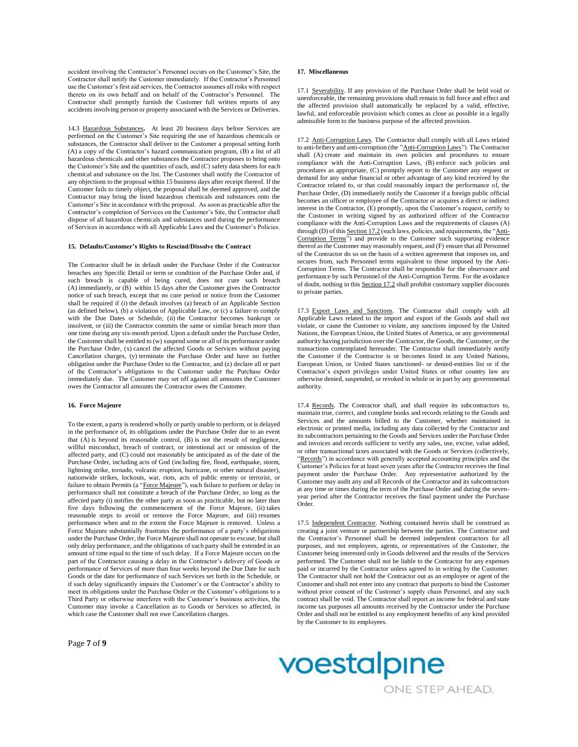accident involving the Contractor's Personnel occurs on the Customer's Site, the Contractor shall notify the Customer immediately. If the Contractor's Personnel use the Customer's first aid services, the Contractor assumes all risks with respect thereto on its own behalf and on behalf of the Contractor's Personnel. The Contractor shall promptly furnish the Customer full written reports of any accidents involving person or property associated with the Services or Deliveries.

14.3 Hazardous Substances**.** At least 20 business days before Services are performed on the Customer's Site requiring the use of hazardous chemicals or substances, the Contractor shall deliver to the Customer a proposal setting forth (A) a copy of the Contractor's hazard communication program, (B) a list of all hazardous chemicals and other substances the Contractor proposes to bring onto the Customer's Site and the quantities of each, and (C) safety data sheets for each chemical and substance on the list. The Customer shall notify the Contractor of any objections to the proposal within 15 business days after receipt thereof. If the Customer fails to timely object, the proposal shall be deemed approved, and the Contractor may bring the listed hazardous chemicals and substances onto the Customer's Site in accordance with the proposal. As soon as practicable after the Contractor's completion of Services on the Customer's Site, the Contractor shall dispose of all hazardous chemicals and substances used during the performance of Services in accordance with all Applicable Laws and the Customer's Policies.

**15. Defaults/Customer's Rights to Rescind/Dissolve the Contract**

The Contractor shall be in default under the Purchase Order if the Contractor breaches any Specific Detail or term or condition of the Purchase Order and, if such breach is capable of being cured, does not cure such breach (A) immediately, or (B) within 15 days after the Customer gives the Contractor notice of such breach, except that no cure period or notice from the Customer shall be required if (i) the default involves (a) breach of an Applicable Section (as defined below), (b) a violation of Applicable Law, or (c) a failure to comply with the Due Dates or Schedule, (ii) the Contractor becomes bankrupt or insolvent, or (iii) the Contractor commits the same or similar breach more than one time during any six-month period. Upon a default under the Purchase Order, the Customer shall be entitled to (w) suspend some or all of its performance under the Purchase Order, (x) cancel the affected Goods or Services without paying Cancellation charges, (y) terminate the Purchase Order and have no further obligation under the Purchase Order to the Contractor, and (z) declare all or part of the Contractor's obligations to the Customer under the Purchase Order immediately due. The Customer may set off against all amounts the Customer owes the Contractor all amounts the Contractor owes the Customer.

**16. Force Majeure**

To the extent, a party is rendered wholly or partly unable to perform, or is delayed in the performance of, its obligations under the Purchase Order due to an event that (A) is beyond its reasonable control, (B) is not the result of negligence, willful misconduct, breach of contract, or intentional act or omission of the affected party, and (C) could not reasonably be anticipated as of the date of the Purchase Order, including acts of God (including fire, flood, earthquake, storm, lightning strike, tornado, volcanic eruption, hurricane, or other natural disaster), nationwide strikes, lockouts, war, riots, acts of public enemy or terrorist, or failure to obtain Permits (a "Force Majeure"), such failure to perform or delay in performance shall not constitute a breach of the Purchase Order, so long as the affected party (i) notifies the other party as soon as practicable, but no later than five days following the commencement of the Force Majeure, (ii) takes reasonable steps to avoid or remove the Force Majeure, and (iii) resumes performance when and to the extent the Force Majeure is removed. Unless a Force Majeure substantially frustrates the performance of a party's obligations under the Purchase Order, the Force Majeure shall not operate to excuse, but shall only delay performance, and the obligations of such party shall be extended in an amount of time equal to the time of such delay. If a Force Majeure occurs on the part of the Contractor causing a delay in the Contractor's delivery of Goods or performance of Services of more than four weeks beyond the Due Date for such Goods or the date for performance of such Services set forth in the Schedule, or if such delay significantly impairs the Customer's or the Contractor's ability to meet its obligations under the Purchase Order or the Customer's obligations to a Third Party or otherwise interferes with the Customer's business activities, the Customer may invoke a Cancellation as to Goods or Services so affected, in which case the Customer shall not owe Cancellation charges.

**17. Miscellaneous**

17.1 Severability. If any provision of the Purchase Order shall be held void or unenforceable, the remaining provisions shall remain in full force and effect and the affected provision shall automatically be replaced by a valid, effective, lawful, and enforceable provision which comes as close as possible in a legally admissible form to the business purpose of the affected provision.

17.2 Anti-Corruption Laws. The Contractor shall comply with all Laws related to anti-bribery and anti-corruption (the "Anti-Corruption Laws"). The Contractor shall (A) create and maintain its own policies and procedures to ensure compliance with the Anti-Corruption Laws, (B) enforce such policies and procedures as appropriate, (C) promptly report to the Customer any request or demand for any undue financial or other advantage of any kind received by the Contractor related to, or that could reasonably impact the performance of, the Purchase Order, (D) immediately notify the Customer if a foreign public official becomes an officer or employee of the Contractor or acquires a direct or indirect interest in the Contractor, (E) promptly, upon the Customer's request, certify to the Customer in writing signed by an authorized officer of the Contractor compliance with the Anti-Corruption Laws and the requirements of clauses (A) through (D) of this Section 17.2 (such laws, policies, and requirements, the "Anti-Corruption Terms") and provide to the Customer such supporting evidence thereof as the Customer may reasonably request, and (F) ensure that all Personnel of the Contractor do so on the basis of a written agreement that imposes on, and secures from, such Personnel terms equivalent to those imposed by the Anti-Corruption Terms. The Contractor shall be responsible for the observance and performance by such Personnel of the Anti-Corruption Terms. For the avoidance of doubt, nothing in this Section 17.2 shall prohibit customary supplier discounts to private parties.

17.3 Export Laws and Sanctions. The Contractor shall comply with all Applicable Laws related to the import and export of the Goods and shall not violate, or cause the Customer to violate, any sanctions imposed by the United Nations, the European Union, the United States of America, or any governmental authority having jurisdiction over the Contractor, the Goods, the Customer, or the transactions contemplated hereunder. The Contractor shall immediately notify the Customer if the Contractor is or becomes listed in any United Nations, European Union, or United States sanctioned- or denied-entities list or if the Contractor's export privileges under United States or other country law are otherwise denied, suspended, or revoked in whole or in part by any governmental authority.

17.4 Records. The Contractor shall, and shall require its subcontractors to, maintain true, correct, and complete books and records relating to the Goods and Services and the amounts billed to the Customer, whether maintained in electronic or printed media, including any data collected by the Contractor and its subcontractors pertaining to the Goods and Services under the Purchase Order and invoices and records sufficient to verify any sales, use, excise, value added, or other transactional taxes associated with the Goods or Services (collectively, "Records") in accordance with generally accepted accounting principles and the Customer's Policies for at least seven years after the Contractor receives the final payment under the Purchase Order. Any representative authorized by the Customer may audit any and all Records of the Contractor and its subcontractors at any time or times during the term of the Purchase Order and during the seven-year period after the Contractor receives the final payment under the Purchase Order.

17.5 Independent Contractor. Nothing contained herein shall be construed as creating a joint venture or partnership between the parties. The Contractor and the Contractor's Personnel shall be deemed independent contractors for all purposes, and not employees, agents, or representatives of the Customer, the Customer being interested only in Goods delivered and the results of the Services performed. The Customer shall not be liable to the Contractor for any expenses paid or incurred by the Contractor unless agreed to in writing by the Customer. The Contractor shall not hold the Contractor out as an employee or agent of the Customer and shall not enter into any contract that purports to bind the Customer without prior consent of the Customer's supply chain Personnel, and any such contract shall be void. The Contractor shall report as income for federal and state income tax purposes all amounts received by the Contractor under the Purchase Order and shall not be entitled to any employment benefits of any kind provided by the Customer to its employees.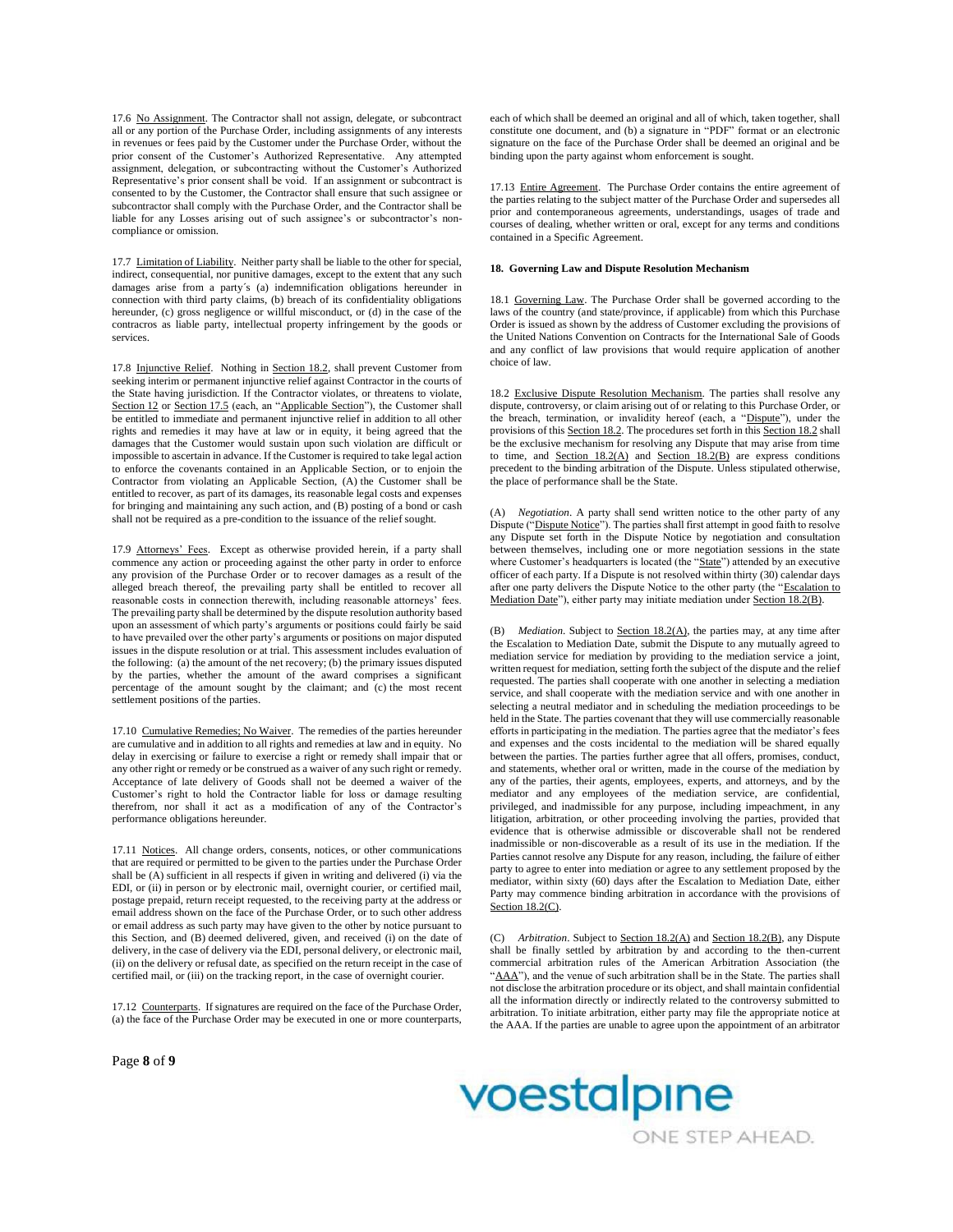17.6 No Assignment. The Contractor shall not assign, delegate, or subcontract all or any portion of the Purchase Order, including assignments of any interests in revenues or fees paid by the Customer under the Purchase Order, without the prior consent of the Customer's Authorized Representative. Any attempted assignment, delegation, or subcontracting without the Customer's Authorized Representative's prior consent shall be void. If an assignment or subcontract is consented to by the Customer, the Contractor shall ensure that such assignee or subcontractor shall comply with the Purchase Order, and the Contractor shall be liable for any Losses arising out of such assignee's or subcontractor's non-compliance or omission.

17.7 Limitation of Liability. Neither party shall be liable to the other for special, indirect, consequential, nor punitive damages, except to the extent that any such damages arise from a party´s (a) indemnification obligations hereunder in connection with third party claims, (b) breach of its confidentiality obligations hereunder, (c) gross negligence or willful misconduct, or (d) in the case of the contracros as liable party, intellectual property infringement by the goods or services.

17.8 Injunctive Relief. Nothing in Section 18.2, shall prevent Customer from seeking interim or permanent injunctive relief against Contractor in the courts of the State having jurisdiction. If the Contractor violates, or threatens to violate, Section 12 or Section 17.5 (each, an "Applicable Section"), the Customer shall be entitled to immediate and permanent injunctive relief in addition to all other rights and remedies it may have at law or in equity, it being agreed that the damages that the Customer would sustain upon such violation are difficult or impossible to ascertain in advance. If the Customer is required to take legal action to enforce the covenants contained in an Applicable Section, or to enjoin the Contractor from violating an Applicable Section, (A) the Customer shall be entitled to recover, as part of its damages, its reasonable legal costs and expenses for bringing and maintaining any such action, and (B) posting of a bond or cash shall not be required as a pre-condition to the issuance of the relief sought.

17.9 Attorneys' Fees. Except as otherwise provided herein, if a party shall commence any action or proceeding against the other party in order to enforce any provision of the Purchase Order or to recover damages as a result of the alleged breach thereof, the prevailing party shall be entitled to recover all reasonable costs in connection therewith, including reasonable attorneys' fees. The prevailing party shall be determined by the dispute resolution authority based upon an assessment of which party's arguments or positions could fairly be said to have prevailed over the other party's arguments or positions on major disputed issues in the dispute resolution or at trial. This assessment includes evaluation of the following: (a) the amount of the net recovery; (b) the primary issues disputed by the parties, whether the amount of the award comprises a significant percentage of the amount sought by the claimant; and (c) the most recent settlement positions of the parties.

17.10 Cumulative Remedies; No Waiver. The remedies of the parties hereunder are cumulative and in addition to all rights and remedies at law and in equity. No delay in exercising or failure to exercise a right or remedy shall impair that or any other right or remedy or be construed as a waiver of any such right or remedy. Acceptance of late delivery of Goods shall not be deemed a waiver of the Customer's right to hold the Contractor liable for loss or damage resulting therefrom, nor shall it act as a modification of any of the Contractor's performance obligations hereunder.

17.11 Notices. All change orders, consents, notices, or other communications that are required or permitted to be given to the parties under the Purchase Order shall be (A) sufficient in all respects if given in writing and delivered (i) via the EDI, or (ii) in person or by electronic mail, overnight courier, or certified mail, postage prepaid, return receipt requested, to the receiving party at the address or email address shown on the face of the Purchase Order, or to such other address or email address as such party may have given to the other by notice pursuant to this Section, and (B) deemed delivered, given, and received (i) on the date of delivery, in the case of delivery via the EDI, personal delivery, or electronic mail, (ii) on the delivery or refusal date, as specified on the return receipt in the case of certified mail, or (iii) on the tracking report, in the case of overnight courier.

17.12 Counterparts. If signatures are required on the face of the Purchase Order, (a) the face of the Purchase Order may be executed in one or more counterparts, each of which shall be deemed an original and all of which, taken together, shall constitute one document, and (b) a signature in "PDF" format or an electronic signature on the face of the Purchase Order shall be deemed an original and be binding upon the party against whom enforcement is sought.

17.13 Entire Agreement. The Purchase Order contains the entire agreement of the parties relating to the subject matter of the Purchase Order and supersedes all prior and contemporaneous agreements, understandings, usages of trade and courses of dealing, whether written or oral, except for any terms and conditions contained in a Specific Agreement.

**18. Governing Law and Dispute Resolution Mechanism**

18.1 Governing Law. The Purchase Order shall be governed according to the laws of the country (and state/province, if applicable) from which this Purchase Order is issued as shown by the address of Customer excluding the provisions of the United Nations Convention on Contracts for the International Sale of Goods and any conflict of law provisions that would require application of another choice of law.

18.2 Exclusive Dispute Resolution Mechanism. The parties shall resolve any dispute, controversy, or claim arising out of or relating to this Purchase Order, or the breach, termination, or invalidity hereof (each, a "Dispute"), under the provisions of this Section 18.2. The procedures set forth in this Section 18.2 shall be the exclusive mechanism for resolving any Dispute that may arise from time to time, and Section 18.2(A) and Section 18.2(B) are express conditions precedent to the binding arbitration of the Dispute. Unless stipulated otherwise, the place of performance shall be the State.

(A) *Negotiation*. A party shall send written notice to the other party of any Dispute ("Dispute Notice"). The parties shall first attempt in good faith to resolve any Dispute set forth in the Dispute Notice by negotiation and consultation between themselves, including one or more negotiation sessions in the state where Customer's headquarters is located (the "State") attended by an executive officer of each party. If a Dispute is not resolved within thirty (30) calendar days after one party delivers the Dispute Notice to the other party (the "Escalation to Mediation Date"), either party may initiate mediation under Section 18.2(B).

(B) *Mediation*. Subject to Section 18.2(A), the parties may, at any time after the Escalation to Mediation Date, submit the Dispute to any mutually agreed to mediation service for mediation by providing to the mediation service a joint, written request for mediation, setting forth the subject of the dispute and the relief requested. The parties shall cooperate with one another in selecting a mediation service, and shall cooperate with the mediation service and with one another in selecting a neutral mediator and in scheduling the mediation proceedings to be held in the State. The parties covenant that they will use commercially reasonable efforts in participating in the mediation. The parties agree that the mediator's fees and expenses and the costs incidental to the mediation will be shared equally between the parties. The parties further agree that all offers, promises, conduct, and statements, whether oral or written, made in the course of the mediation by any of the parties, their agents, employees, experts, and attorneys, and by the mediator and any employees of the mediation service, are confidential, privileged, and inadmissible for any purpose, including impeachment, in any litigation, arbitration, or other proceeding involving the parties, provided that evidence that is otherwise admissible or discoverable shall not be rendered inadmissible or non-discoverable as a result of its use in the mediation. If the Parties cannot resolve any Dispute for any reason, including, the failure of either party to agree to enter into mediation or agree to any settlement proposed by the mediator, within sixty (60) days after the Escalation to Mediation Date, either Party may commence binding arbitration in accordance with the provisions of Section 18.2(C).

(C) *Arbitration*. Subject to Section 18.2(A) and Section 18.2(B), any Dispute shall be finally settled by arbitration by and according to the then-current commercial arbitration rules of the American Arbitration Association (the "AAA"), and the venue of such arbitration shall be in the State. The parties shall not disclose the arbitration procedure or its object, and shall maintain confidential all the information directly or indirectly related to the controversy submitted to arbitration. To initiate arbitration, either party may file the appropriate notice at the AAA. If the parties are unable to agree upon the appointment of an arbitrator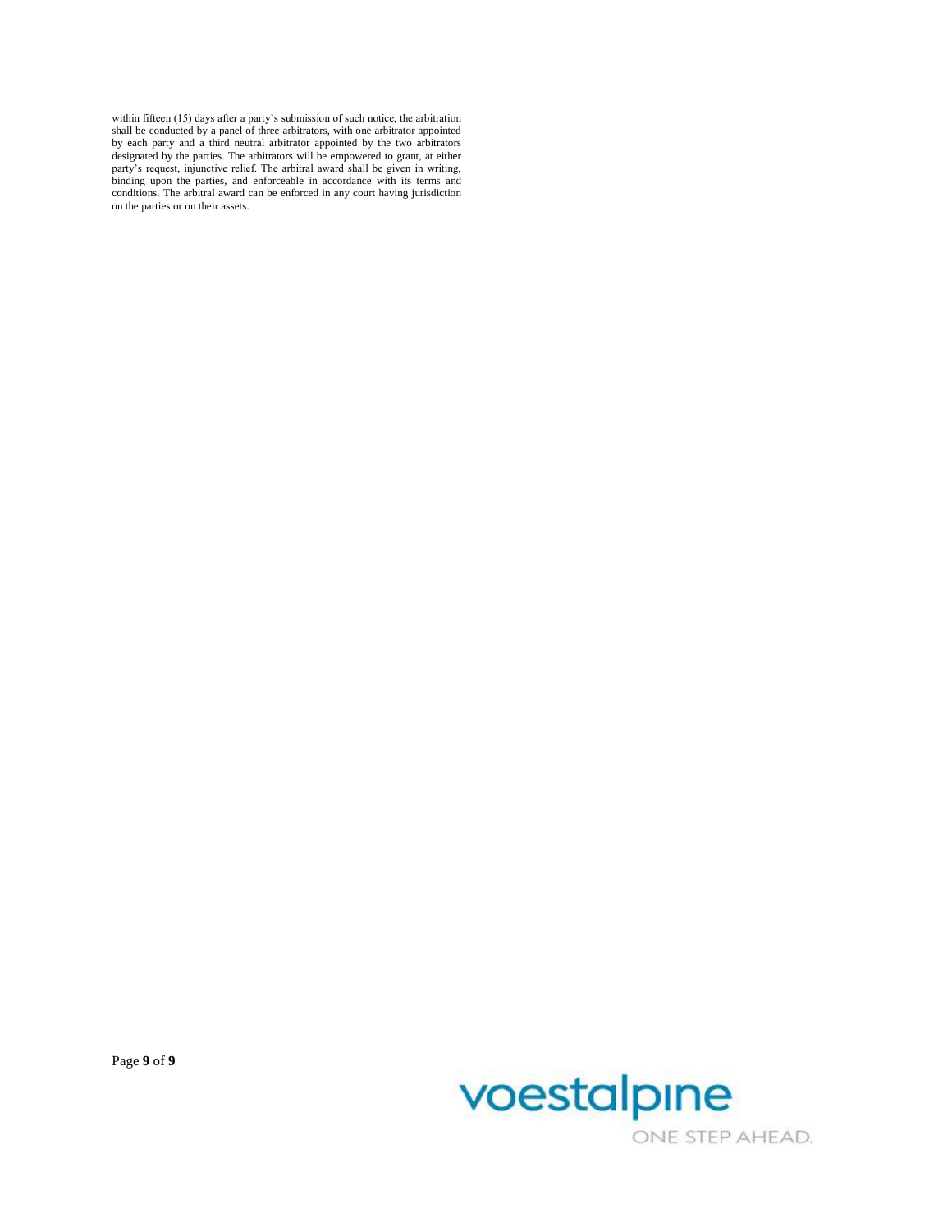within fifteen (15) days after a party's submission of such notice, the arbitration shall be conducted by a panel of three arbitrators, with one arbitrator appointed by each party and a third neutral arbitrator appointed by the two arbitrators designated by the parties. The arbitrators will be empowered to grant, at either party's request, injunctive relief. The arbitral award shall be given in writing, binding upon the parties, and enforceable in accordance with its terms and conditions. The arbitral award can be enforced in any court having jurisdiction on the parties or on their assets.